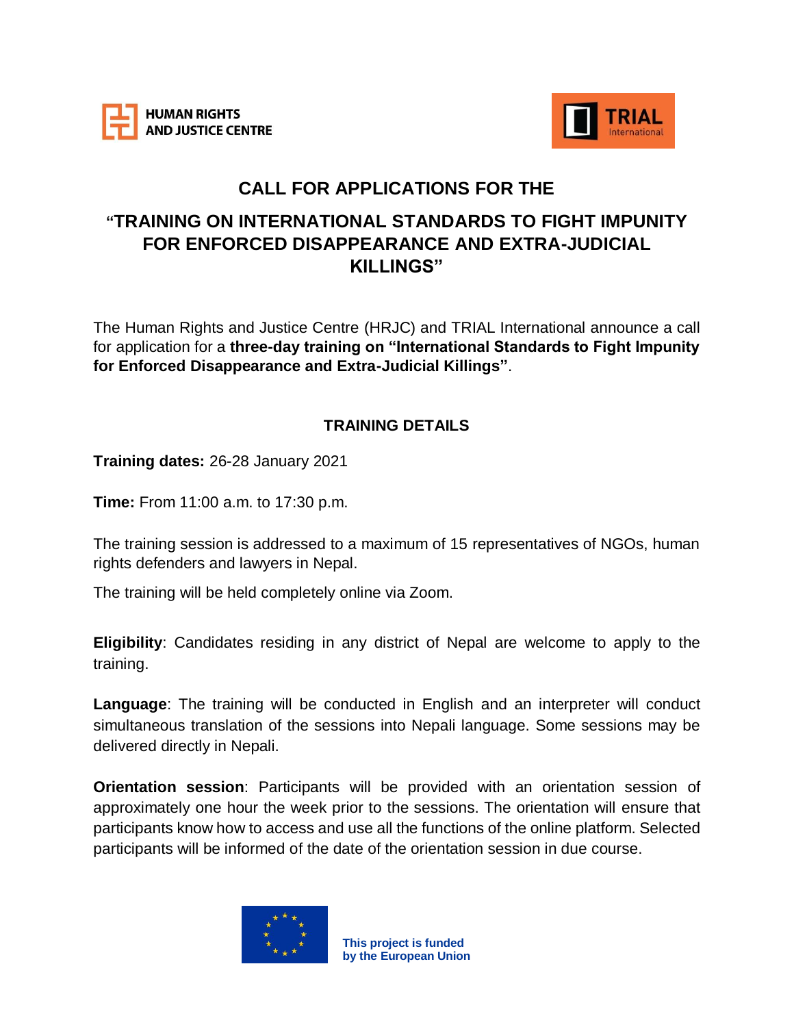HUMAN RIGHTS AND JUSTICE CENTRE

TRIAL International

# CALL FOR APPLICATIONS FOR THE

# "TRAINING ON INTERNATIONAL STANDARDS TO FIGHT IMPUNITY FOR ENFORCED DISAPPEARANCE AND EXTRA-JUDICIAL KILLINGS"

The Human Rights and Justice Centre (HRJC) and TRIAL International announce a call for application for a **three-day training on "International Standards to Fight Impunity for Enforced Disappearance and Extra-Judicial Killings"**.

## TRAINING DETAILS

**Training dates:** 26-28 January 2021

**Time:** From 11:00 a.m. to 17:30 p.m.

The training session is addressed to a maximum of 15 representatives of NGOs, human rights defenders and lawyers in Nepal.

The training will be held completely online via Zoom.

**Eligibility**: Candidates residing in any district of Nepal are welcome to apply to the training.

**Language**: The training will be conducted in English and an interpreter will conduct simultaneous translation of the sessions into Nepali language. Some sessions may be delivered directly in Nepali.

**Orientation session**: Participants will be provided with an orientation session of approximately one hour the week prior to the sessions. The orientation will ensure that participants know how to access and use all the functions of the online platform. Selected participants will be informed of the date of the orientation session in due course.

**This project is funded by the European Union**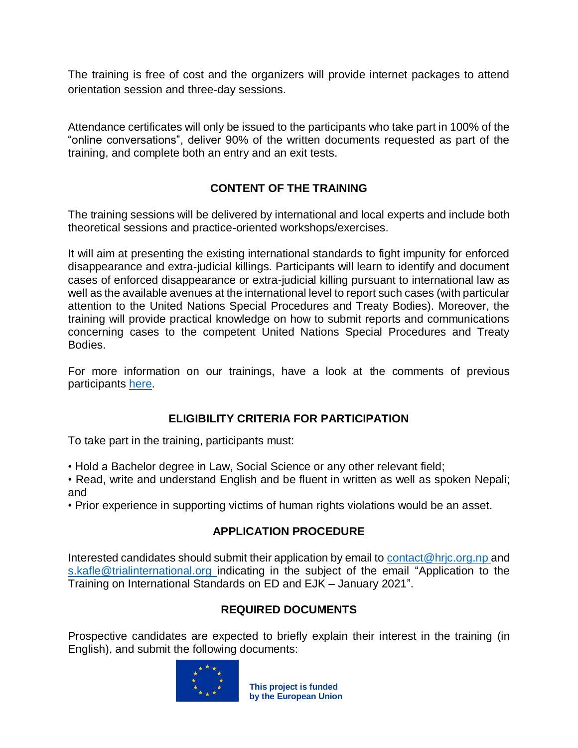The training is free of cost and the organizers will provide internet packages to attend orientation session and three-day sessions.

Attendance certificates will only be issued to the participants who take part in 100% of the “online conversations”, deliver 90% of the written documents requested as part of the training, and complete both an entry and an exit tests.

## CONTENT OF THE TRAINING

The training sessions will be delivered by international and local experts and include both theoretical sessions and practice-oriented workshops/exercises.

It will aim at presenting the existing international standards to fight impunity for enforced disappearance and extra-judicial killings. Participants will learn to identify and document cases of enforced disappearance or extra-judicial killing pursuant to international law as well as the available avenues at the international level to report such cases (with particular attention to the United Nations Special Procedures and Treaty Bodies). Moreover, the training will provide practical knowledge on how to submit reports and communications concerning cases to the competent United Nations Special Procedures and Treaty Bodies.

For more information on our trainings, have a look at the comments of previous participants here.

## ELIGIBILITY CRITERIA FOR PARTICIPATION

To take part in the training, participants must:

- Hold a Bachelor degree in Law, Social Science or any other relevant field;
- Read, write and understand English and be fluent in written as well as spoken Nepali; and
- Prior experience in supporting victims of human rights violations would be an asset.

## APPLICATION PROCEDURE

Interested candidates should submit their application by email to contact@hrjc.org.np and s.kafle@trialinternational.org indicating in the subject of the email “Application to the Training on International Standards on ED and EJK – January 2021”.

## REQUIRED DOCUMENTS

Prospective candidates are expected to briefly explain their interest in the training (in English), and submit the following documents:

This project is funded by the European Union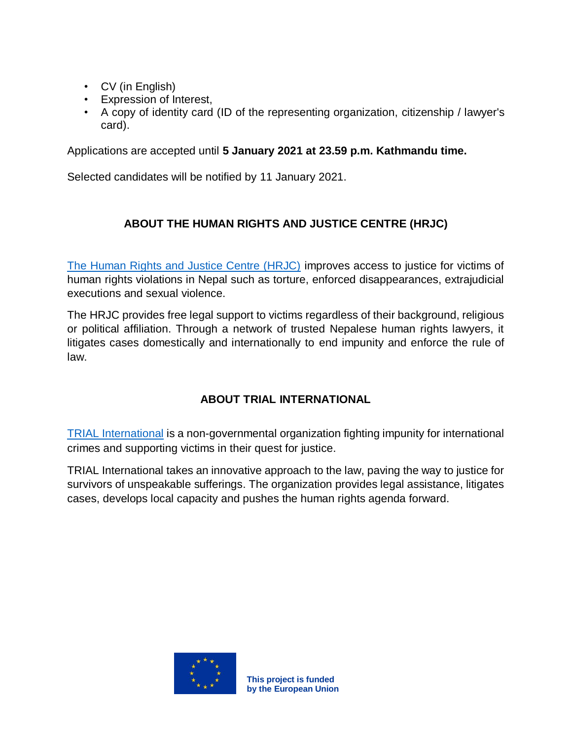- CV (in English)
- Expression of Interest,
- A copy of identity card (ID of the representing organization, citizenship / lawyer's card).

Applications are accepted until **5 January 2021 at 23.59 p.m. Kathmandu time.**

Selected candidates will be notified by 11 January 2021.

## ABOUT THE HUMAN RIGHTS AND JUSTICE CENTRE (HRJC)

The Human Rights and Justice Centre (HRJC) improves access to justice for victims of human rights violations in Nepal such as torture, enforced disappearances, extrajudicial executions and sexual violence.

The HRJC provides free legal support to victims regardless of their background, religious or political affiliation. Through a network of trusted Nepalese human rights lawyers, it litigates cases domestically and internationally to end impunity and enforce the rule of law.

## ABOUT TRIAL INTERNATIONAL

TRIAL International is a non-governmental organization fighting impunity for international crimes and supporting victims in their quest for justice.

TRIAL International takes an innovative approach to the law, paving the way to justice for survivors of unspeakable sufferings. The organization provides legal assistance, litigates cases, develops local capacity and pushes the human rights agenda forward.

**This project is funded by the European Union**